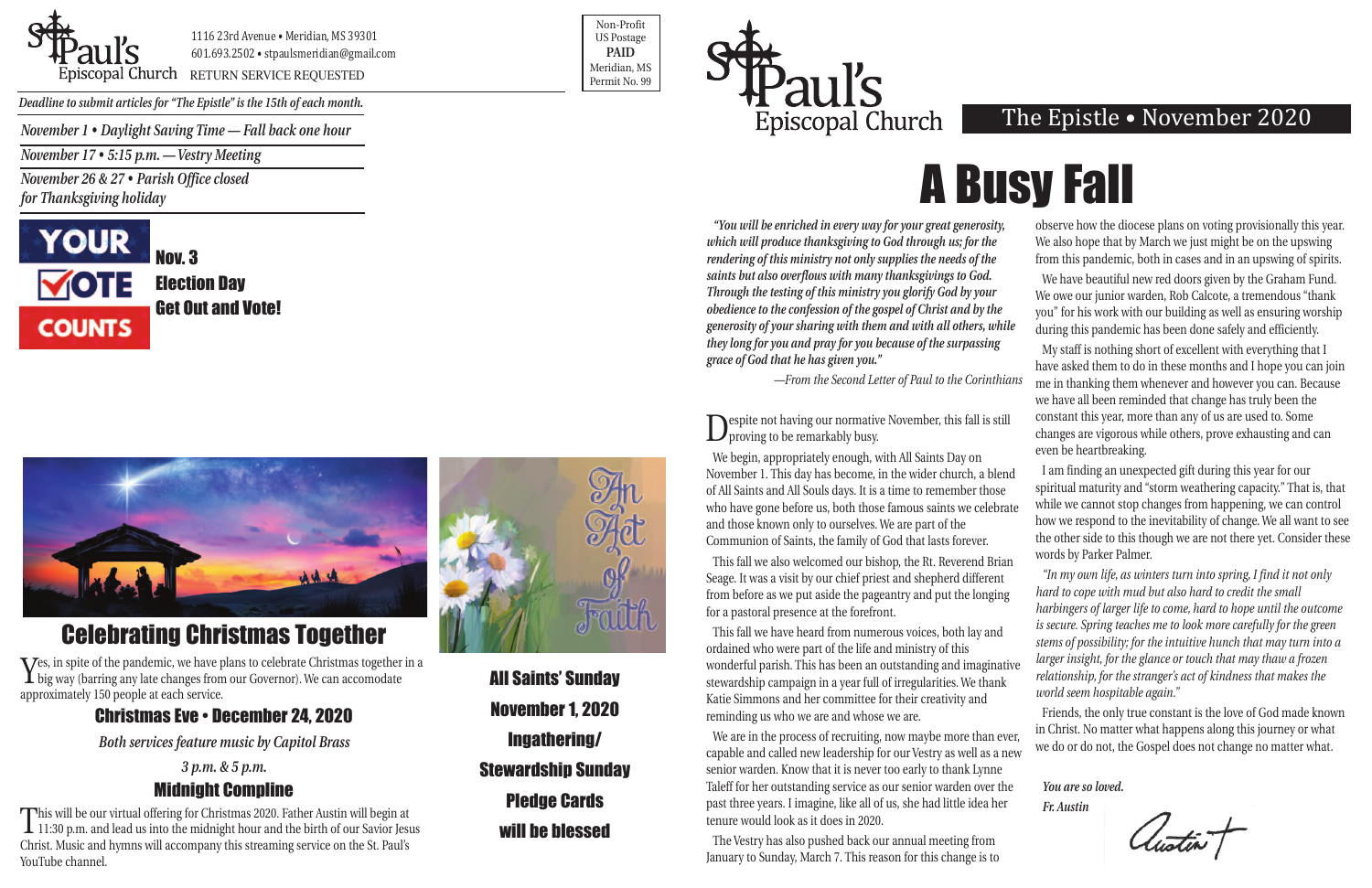St. Paul's Episcopal Church
1116 23rd Avenue • Meridian, MS 39301
601.693.2502 • stpaulsmeridian@gmail.com
RETURN SERVICE REQUESTED

Non-Profit
US Postage
**PAID**
Meridian, MS
Permit No. 99

*Deadline to submit articles for "The Epistle" is the 15th of each month.*

*November 1 • Daylight Saving Time — Fall back one hour*

*November 17 • 5:15 p.m. — Vestry Meeting*

*November 26 & 27 • Parish Office closed for Thanksgiving holiday*

YOUR VOTE COUNTS

**Nov. 3**
**Election Day**
**Get Out and Vote!**

## Celebrating Christmas Together

Yes, in spite of the pandemic, we have plans to celebrate Christmas together in a big way (barring any late changes from our Governor). We can accomodate approximately 150 people at each service.

### Christmas Eve • December 24, 2020

*Both services feature music by Capitol Brass*

*3 p.m. & 5 p.m.*

### Midnight Compline

This will be our virtual offering for Christmas 2020. Father Austin will begin at 11:30 p.m. and lead us into the midnight hour and the birth of our Savior Jesus Christ. Music and hymns will accompany this streaming service on the St. Paul's YouTube channel.

An Act of Faith

**All Saints' Sunday**
**November 1, 2020**
**Ingathering/**
**Stewardship Sunday**
**Pledge Cards**
**will be blessed**

St. Paul's Episcopal Church

The Epistle • November 2020

# A Busy Fall

***"You will be enriched in every way for your great generosity, which will produce thanksgiving to God through us; for the rendering of this ministry not only supplies the needs of the saints but also overflows with many thanksgivings to God. Through the testing of this ministry you glorify God by your obedience to the confession of the gospel of Christ and by the generosity of your sharing with them and with all others, while they long for you and pray for you because of the surpassing grace of God that he has given you."***

*—From the Second Letter of Paul to the Corinthians*

Despite not having our normative November, this fall is still proving to be remarkably busy.

We begin, appropriately enough, with All Saints Day on November 1. This day has become, in the wider church, a blend of All Saints and All Souls days. It is a time to remember those who have gone before us, both those famous saints we celebrate and those known only to ourselves. We are part of the Communion of Saints, the family of God that lasts forever.

This fall we also welcomed our bishop, the Rt. Reverend Brian Seage. It was a visit by our chief priest and shepherd different from before as we put aside the pageantry and put the longing for a pastoral presence at the forefront.

This fall we have heard from numerous voices, both lay and ordained who were part of the life and ministry of this wonderful parish. This has been an outstanding and imaginative stewardship campaign in a year full of irregularities. We thank Katie Simmons and her committee for their creativity and reminding us who we are and whose we are.

We are in the process of recruiting, now maybe more than ever, capable and called new leadership for our Vestry as well as a new senior warden. Know that it is never too early to thank Lynne Taleff for her outstanding service as our senior warden over the past three years. I imagine, like all of us, she had little idea her tenure would look as it does in 2020.

The Vestry has also pushed back our annual meeting from January to Sunday, March 7. This reason for this change is to observe how the diocese plans on voting provisionally this year. We also hope that by March we just might be on the upswing from this pandemic, both in cases and in an upswing of spirits.

We have beautiful new red doors given by the Graham Fund. We owe our junior warden, Rob Calcote, a tremendous "thank you" for his work with our building as well as ensuring worship during this pandemic has been done safely and efficiently.

My staff is nothing short of excellent with everything that I have asked them to do in these months and I hope you can join me in thanking them whenever and however you can. Because we have all been reminded that change has truly been the constant this year, more than any of us are used to. Some changes are vigorous while others, prove exhausting and can even be heartbreaking.

I am finding an unexpected gift during this year for our spiritual maturity and "storm weathering capacity." That is, that while we cannot stop changes from happening, we can control how we respond to the inevitability of change. We all want to see the other side to this though we are not there yet. Consider these words by Parker Palmer.

*"In my own life, as winters turn into spring, I find it not only hard to cope with mud but also hard to credit the small harbingers of larger life to come, hard to hope until the outcome is secure. Spring teaches me to look more carefully for the green stems of possibility; for the intuitive hunch that may turn into a larger insight, for the glance or touch that may thaw a frozen relationship, for the stranger's act of kindness that makes the world seem hospitable again."*

Friends, the only true constant is the love of God made known in Christ. No matter what happens along this journey or what we do or do not, the Gospel does not change no matter what.

*You are so loved.*
*Fr. Austin*

Austin +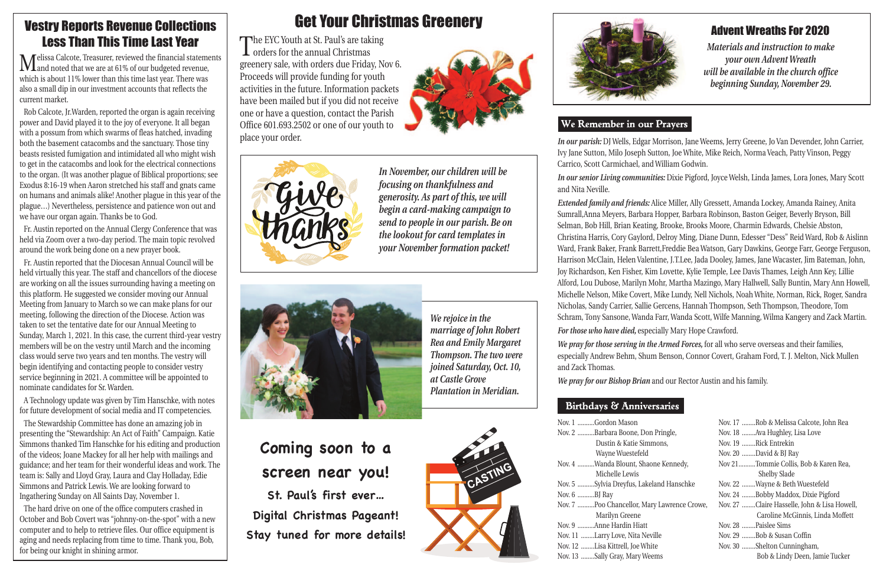## Vestry Reports Revenue Collections Less Than This Time Last Year

Melissa Calcote, Treasurer, reviewed the financial statements and noted that we are at 61% of our budgeted revenue, which is about 11% lower than this time last year. There was also a small dip in our investment accounts that reflects the current market.

Rob Calcote, Jr.Warden, reported the organ is again receiving power and David played it to the joy of everyone. It all began with a possum from which swarms of fleas hatched, invading both the basement catacombs and the sanctuary. Those tiny beasts resisted fumigation and intimidated all who might wish to get in the catacombs and look for the electrical connections to the organ. (It was another plague of Biblical proportions; see Exodus 8:16-19 when Aaron stretched his staff and gnats came on humans and animals alike! Another plague in this year of the plague…) Nevertheless, persistence and patience won out and we have our organ again. Thanks be to God.

Fr. Austin reported on the Annual Clergy Conference that was held via Zoom over a two-day period. The main topic revolved around the work being done on a new prayer book.

Fr. Austin reported that the Diocesan Annual Council will be held virtually this year. The staff and chancellors of the diocese are working on all the issues surrounding having a meeting on this platform. He suggested we consider moving our Annual Meeting from January to March so we can make plans for our meeting, following the direction of the Diocese. Action was taken to set the tentative date for our Annual Meeting to Sunday, March 1, 2021. In this case, the current third-year vestry members will be on the vestry until March and the incoming class would serve two years and ten months. The vestry will begin identifying and contacting people to consider vestry service beginning in 2021. A committee will be appointed to nominate candidates for Sr. Warden.

A Technology update was given by Tim Hanschke, with notes for future development of social media and IT competencies.

The Stewardship Committee has done an amazing job in presenting the "Stewardship: An Act of Faith" Campaign. Katie Simmons thanked Tim Hanschke for his editing and production of the videos; Joane Mackey for all her help with mailings and guidance; and her team for their wonderful ideas and work. The team is: Sally and Lloyd Gray, Laura and Clay Holladay, Edie Simmons and Patrick Lewis. We are looking forward to Ingathering Sunday on All Saints Day, November 1.

The hard drive on one of the office computers crashed in October and Bob Covert was "johnny-on-the-spot" with a new computer and to help to retrieve files. Our office equipment is aging and needs replacing from time to time. Thank you, Bob, for being our knight in shining armor.

## Get Your Christmas Greenery

The EYC Youth at St. Paul's are taking orders for the annual Christmas greenery sale, with orders due Friday, Nov 6. Proceeds will provide funding for youth activities in the future. Information packets have been mailed but if you did not receive one or have a question, contact the Parish Office 601.693.2502 or one of our youth to place your order.

*In November, our children will be focusing on thankfulness and generosity. As part of this, we will begin a card-making campaign to send to people in our parish. Be on the lookout for card templates in your November formation packet!*

*We rejoice in the marriage of John Robert Rea and Emily Margaret Thompson. The two were joined Saturday, Oct. 10, at Castle Grove Plantation in Meridian.*

**Coming soon to a screen near you!**

**St. Paul's first ever… Digital Christmas Pageant!**

**Stay tuned for more details!**

## Advent Wreaths For 2020

*Materials and instruction to make your own Advent Wreath will be available in the church office beginning Sunday, November 29.*

## We Remember in our Prayers

***In our parish:*** DJ Wells, Edgar Morrison, Jane Weems, Jerry Greene, Jo Van Devender, John Carrier, Ivy Jane Sutton, Milo Joseph Sutton, Joe White, Mike Reich, Norma Veach, Patty Vinson, Peggy Carrico, Scott Carmichael, and William Godwin.

***In our senior Living communities:*** Dixie Pigford, Joyce Welsh, Linda James, Lora Jones, Mary Scott and Nita Neville.

***Extended family and friends:*** Alice Miller, Ally Gressett, Amanda Lockey, Amanda Rainey, Anita Sumrall, Anna Meyers, Barbara Hopper, Barbara Robinson, Baston Geiger, Beverly Bryson, Bill Selman, Bob Hill, Brian Keating, Brooke, Brooks Moore, Charmin Edwards, Chelsie Abston, Christina Harris, Cory Gaylord, Delroy Ming, Diane Dunn, Edesser "Dess" Reid Ward, Rob & Aislinn Ward, Frank Baker, Frank Barrett, Freddie Bea Watson, Gary Dawkins, George Farr, George Ferguson, Harrison McClain, Helen Valentine, J.T. Lee, Jada Dooley, James, Jane Wacaster, Jim Bateman, John, Joy Richardson, Ken Fisher, Kim Lovette, Kylie Temple, Lee Davis Thames, Leigh Ann Key, Lillie Alford, Lou Dubose, Marilyn Mohr, Martha Mazingo, Mary Hallwell, Sally Buntin, Mary Ann Howell, Michelle Nelson, Mike Covert, Mike Lundy, Nell Nichols, Noah White, Norman, Rick, Roger, Sandra Nicholas, Sandy Carrier, Sallie Gercens, Hannah Thompson, Seth Thompson, Theodore, Tom Schram, Tony Sansone, Wanda Farr, Wanda Scott, Wilfe Manning, Wilma Kangery and Zack Martin.

***For those who have died,*** especially Mary Hope Crawford.

***We pray for those serving in the Armed Forces,*** for all who serve overseas and their families, especially Andrew Behm, Shum Benson, Connor Covert, Graham Ford, T. J. Melton, Nick Mullen and Zack Thomas.

***We pray for our Bishop Brian*** and our Rector Austin and his family.

## Birthdays & Anniversaries

Nov. 1 ..........Gordon Mason
Nov. 2 ..........Barbara Boone, Don Pringle, Dustin & Katie Simmons, Wayne Wuestefeld
Nov. 4 ..........Wanda Blount, Shaone Kennedy, Michelle Lewis
Nov. 5 ..........Sylvia Dreyfus, Lakeland Hanschke
Nov. 6 ..........BJ Ray
Nov. 7 ..........Poo Chancellor, Mary Lawrence Crowe, Marilyn Greene
Nov. 9 ..........Anne Hardin Hiatt
Nov. 11 ........Larry Love, Nita Neville
Nov. 12 ........Lisa Kittrell, Joe White
Nov. 13 ........Sally Gray, Mary Weems
Nov. 17 ........Rob & Melissa Calcote, John Rea
Nov. 18 ........Ava Hughley, Lisa Love
Nov. 19 ........Rick Entrekin
Nov. 20 ........David & BJ Ray
Nov 21..........Tommie Collis, Bob & Karen Rea, Shelby Slade
Nov. 22 ........Wayne & Beth Wuestefeld
Nov. 24 ........Bobby Maddox, Dixie Pigford
Nov. 27 ........Claire Hasselle, John & Lisa Howell, Caroline McGinnis, Linda Moffett
Nov. 28 ........Paislee Sims
Nov. 29 ........Bob & Susan Coffin
Nov. 30 ........Shelton Cunningham, Bob & Lindy Deen, Jamie Tucker